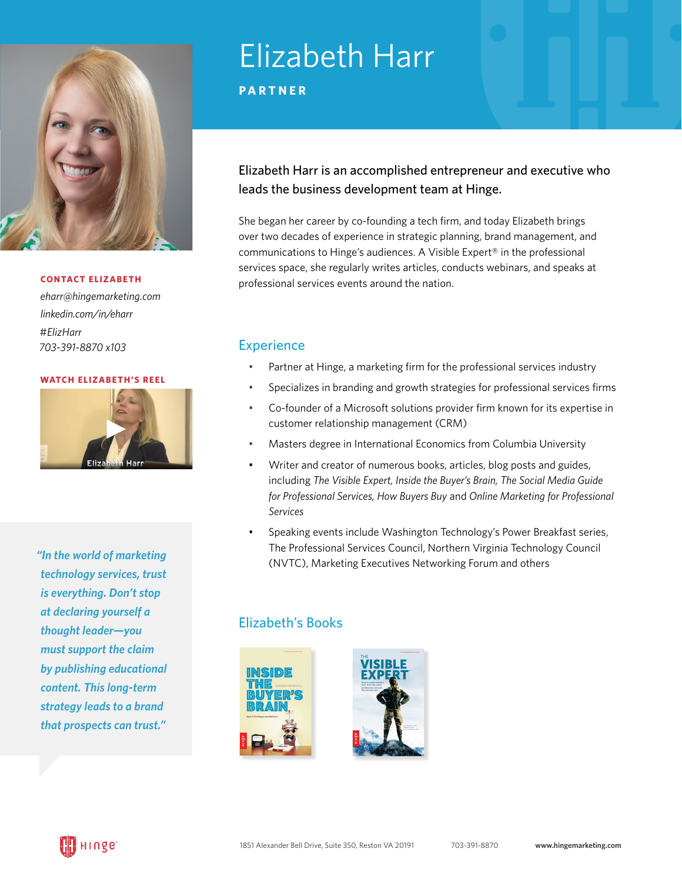# Elizabeth Harr

**PARTNER**

Elizabeth Harr is an accomplished entrepreneur and executive who leads the business development team at Hinge.

She began her career by co-founding a tech firm, and today Elizabeth brings over two decades of experience in strategic planning, brand management, and communications to Hinge's audiences. A Visible Expert® in the professional services space, she regularly writes articles, conducts webinars, and speaks at professional services events around the nation.

**CONTACT ELIZABETH**

*eharr@hingemarketing.com*
*linkedin.com/in/eharr*
*#ElizHarr*
*703-391-8870 x103*

**WATCH ELIZABETH'S REEL**

*"In the world of marketing technology services, trust is everything. Don't stop at declaring yourself a thought leader—you must support the claim by publishing educational content. This long-term strategy leads to a brand that prospects can trust."*

## Experience

- Partner at Hinge, a marketing firm for the professional services industry
- Specializes in branding and growth strategies for professional services firms
- Co-founder of a Microsoft solutions provider firm known for its expertise in customer relationship management (CRM)
- Masters degree in International Economics from Columbia University
- Writer and creator of numerous books, articles, blog posts and guides, including *The Visible Expert, Inside the Buyer's Brain, The Social Media Guide for Professional Services, How Buyers Buy* and *Online Marketing for Professional Services*
- Speaking events include Washington Technology's Power Breakfast series, The Professional Services Council, Northern Virginia Technology Council (NVTC), Marketing Executives Networking Forum and others

## Elizabeth's Books

1851 Alexander Bell Drive, Suite 350, Reston VA 20191 703-391-8870 **www.hingemarketing.com**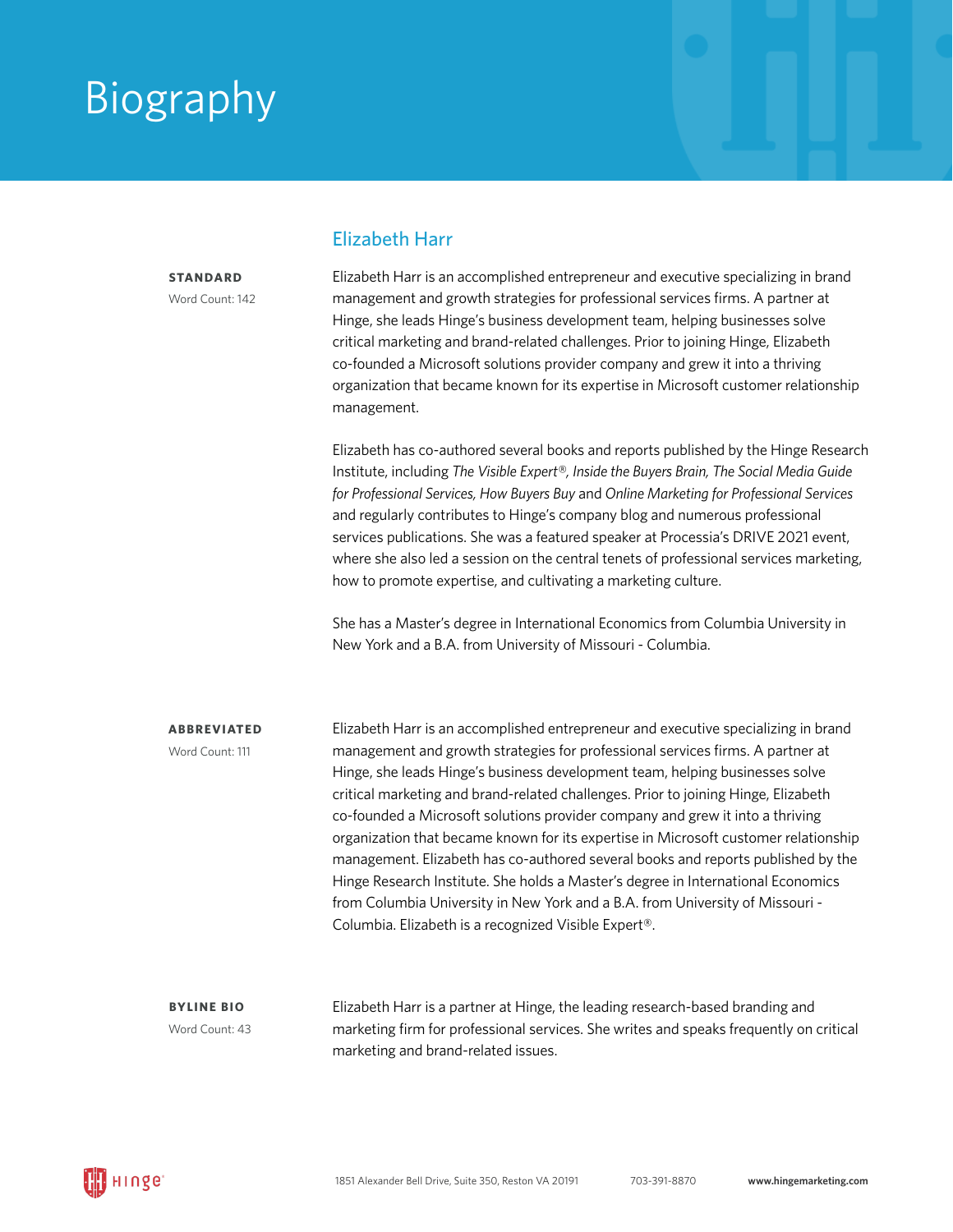# Biography

## Elizabeth Harr

**STANDARD**
Word Count: 142

Elizabeth Harr is an accomplished entrepreneur and executive specializing in brand management and growth strategies for professional services firms. A partner at Hinge, she leads Hinge's business development team, helping businesses solve critical marketing and brand-related challenges. Prior to joining Hinge, Elizabeth co-founded a Microsoft solutions provider company and grew it into a thriving organization that became known for its expertise in Microsoft customer relationship management.

Elizabeth has co-authored several books and reports published by the Hinge Research Institute, including *The Visible Expert®, Inside the Buyers Brain, The Social Media Guide for Professional Services, How Buyers Buy* and *Online Marketing for Professional Services* and regularly contributes to Hinge's company blog and numerous professional services publications. She was a featured speaker at Processia's DRIVE 2021 event, where she also led a session on the central tenets of professional services marketing, how to promote expertise, and cultivating a marketing culture.

She has a Master's degree in International Economics from Columbia University in New York and a B.A. from University of Missouri - Columbia.

**ABBREVIATED**
Word Count: 111

Elizabeth Harr is an accomplished entrepreneur and executive specializing in brand management and growth strategies for professional services firms. A partner at Hinge, she leads Hinge's business development team, helping businesses solve critical marketing and brand-related challenges. Prior to joining Hinge, Elizabeth co-founded a Microsoft solutions provider company and grew it into a thriving organization that became known for its expertise in Microsoft customer relationship management. Elizabeth has co-authored several books and reports published by the Hinge Research Institute. She holds a Master's degree in International Economics from Columbia University in New York and a B.A. from University of Missouri - Columbia. Elizabeth is a recognized Visible Expert®.

**BYLINE BIO**
Word Count: 43

Elizabeth Harr is a partner at Hinge, the leading research-based branding and marketing firm for professional services. She writes and speaks frequently on critical marketing and brand-related issues.

1851 Alexander Bell Drive, Suite 350, Reston VA 20191 | 703-391-8870 | www.hingemarketing.com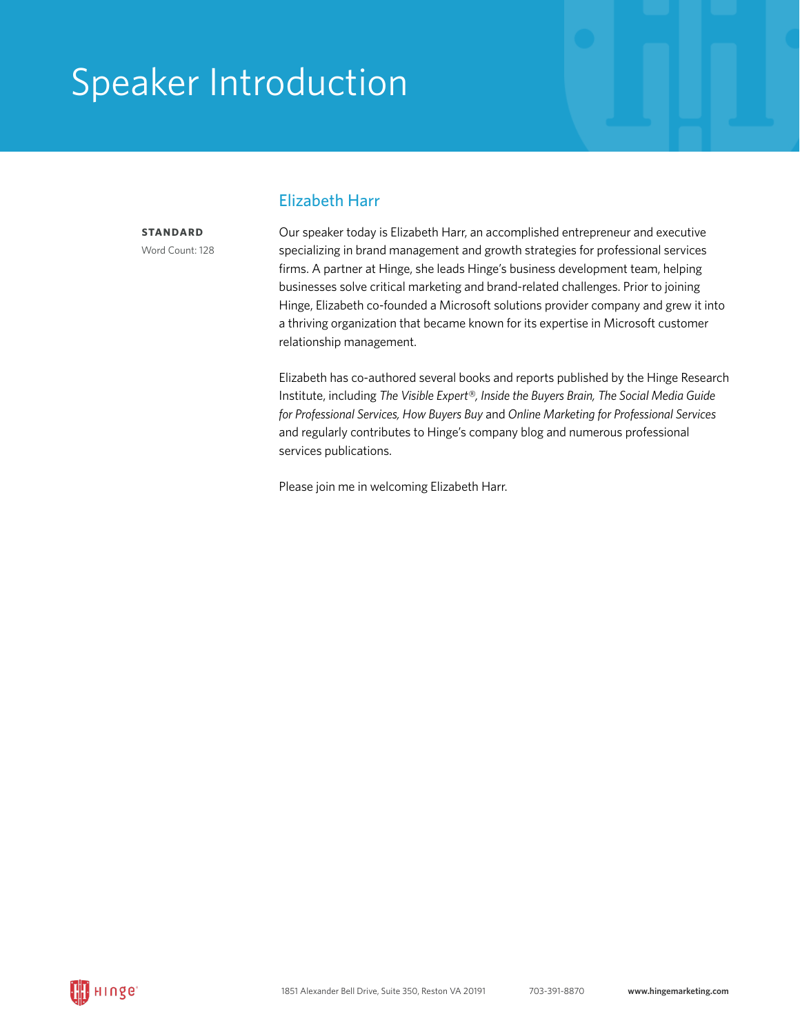# Speaker Introduction

## Elizabeth Harr

**STANDARD**

Word Count: 128

Our speaker today is Elizabeth Harr, an accomplished entrepreneur and executive specializing in brand management and growth strategies for professional services firms. A partner at Hinge, she leads Hinge's business development team, helping businesses solve critical marketing and brand-related challenges. Prior to joining Hinge, Elizabeth co-founded a Microsoft solutions provider company and grew it into a thriving organization that became known for its expertise in Microsoft customer relationship management.

Elizabeth has co-authored several books and reports published by the Hinge Research Institute, including *The Visible Expert®, Inside the Buyers Brain, The Social Media Guide for Professional Services, How Buyers Buy* and *Online Marketing for Professional Services* and regularly contributes to Hinge's company blog and numerous professional services publications.

Please join me in welcoming Elizabeth Harr.

Hinge® 1851 Alexander Bell Drive, Suite 350, Reston VA 20191 703-391-8870 **www.hingemarketing.com**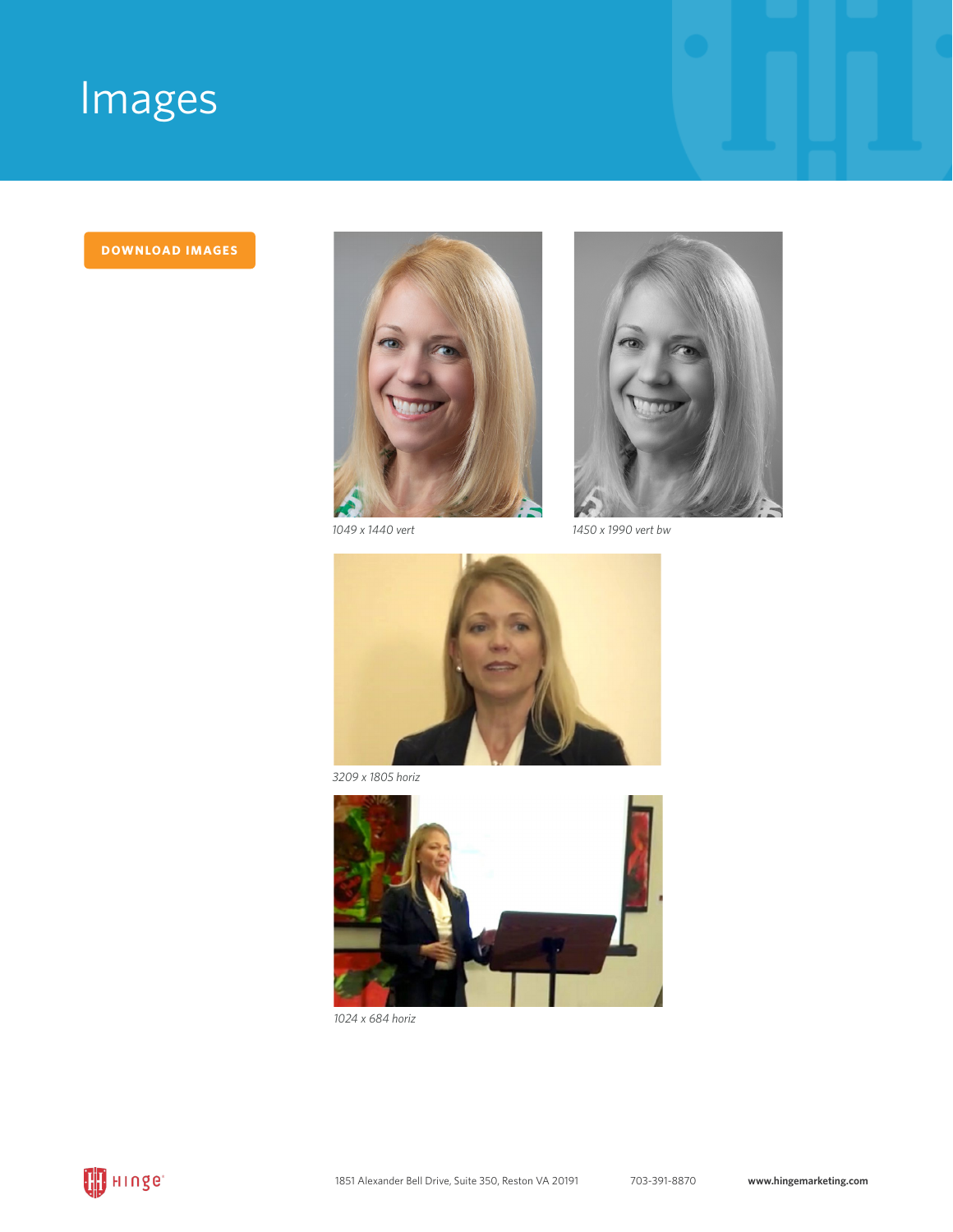# Images

DOWNLOAD IMAGES

*1049 x 1440 vert*

*1450 x 1990 vert bw*

*3209 x 1805 horiz*

*1024 x 684 horiz*

Hinge

1851 Alexander Bell Drive, Suite 350, Reston VA 20191

703-391-8870

**www.hingemarketing.com**